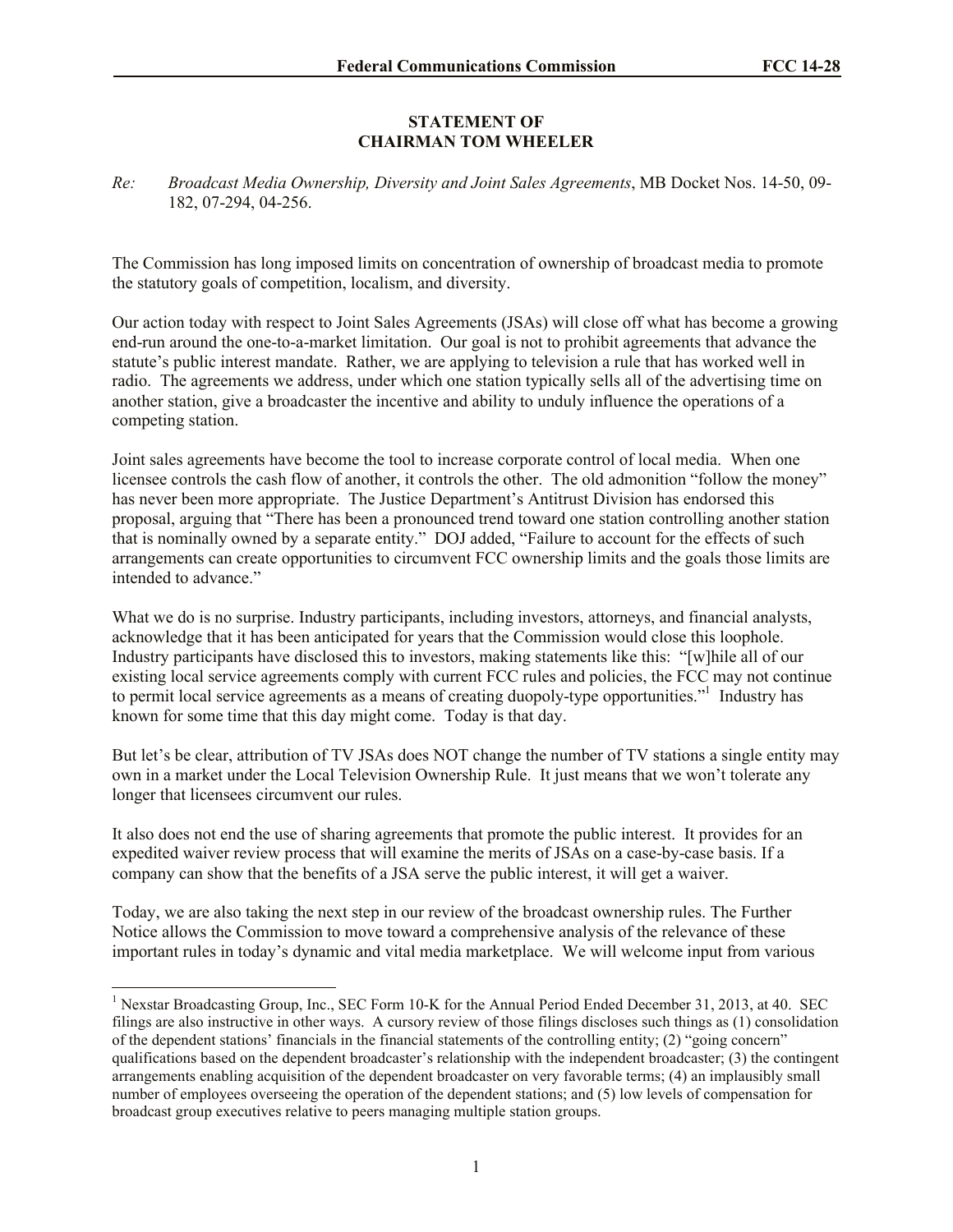**STATEMENT OF**
**CHAIRMAN TOM WHEELER**

*Re:* *Broadcast Media Ownership, Diversity and Joint Sales Agreements*, MB Docket Nos. 14-50, 09-182, 07-294, 04-256.

The Commission has long imposed limits on concentration of ownership of broadcast media to promote the statutory goals of competition, localism, and diversity.

Our action today with respect to Joint Sales Agreements (JSAs) will close off what has become a growing end-run around the one-to-a-market limitation. Our goal is not to prohibit agreements that advance the statute's public interest mandate. Rather, we are applying to television a rule that has worked well in radio. The agreements we address, under which one station typically sells all of the advertising time on another station, give a broadcaster the incentive and ability to unduly influence the operations of a competing station.

Joint sales agreements have become the tool to increase corporate control of local media. When one licensee controls the cash flow of another, it controls the other. The old admonition "follow the money" has never been more appropriate. The Justice Department's Antitrust Division has endorsed this proposal, arguing that "There has been a pronounced trend toward one station controlling another station that is nominally owned by a separate entity." DOJ added, "Failure to account for the effects of such arrangements can create opportunities to circumvent FCC ownership limits and the goals those limits are intended to advance."

What we do is no surprise. Industry participants, including investors, attorneys, and financial analysts, acknowledge that it has been anticipated for years that the Commission would close this loophole. Industry participants have disclosed this to investors, making statements like this: "[w]hile all of our existing local service agreements comply with current FCC rules and policies, the FCC may not continue to permit local service agreements as a means of creating duopoly-type opportunities."[1] Industry has known for some time that this day might come. Today is that day.

But let's be clear, attribution of TV JSAs does NOT change the number of TV stations a single entity may own in a market under the Local Television Ownership Rule. It just means that we won't tolerate any longer that licensees circumvent our rules.

It also does not end the use of sharing agreements that promote the public interest. It provides for an expedited waiver review process that will examine the merits of JSAs on a case-by-case basis. If a company can show that the benefits of a JSA serve the public interest, it will get a waiver.

Today, we are also taking the next step in our review of the broadcast ownership rules. The Further Notice allows the Commission to move toward a comprehensive analysis of the relevance of these important rules in today's dynamic and vital media marketplace. We will welcome input from various

---

[1] Nexstar Broadcasting Group, Inc., SEC Form 10-K for the Annual Period Ended December 31, 2013, at 40. SEC filings are also instructive in other ways. A cursory review of those filings discloses such things as (1) consolidation of the dependent stations' financials in the financial statements of the controlling entity; (2) "going concern" qualifications based on the dependent broadcaster's relationship with the independent broadcaster; (3) the contingent arrangements enabling acquisition of the dependent broadcaster on very favorable terms; (4) an implausibly small number of employees overseeing the operation of the dependent stations; and (5) low levels of compensation for broadcast group executives relative to peers managing multiple station groups.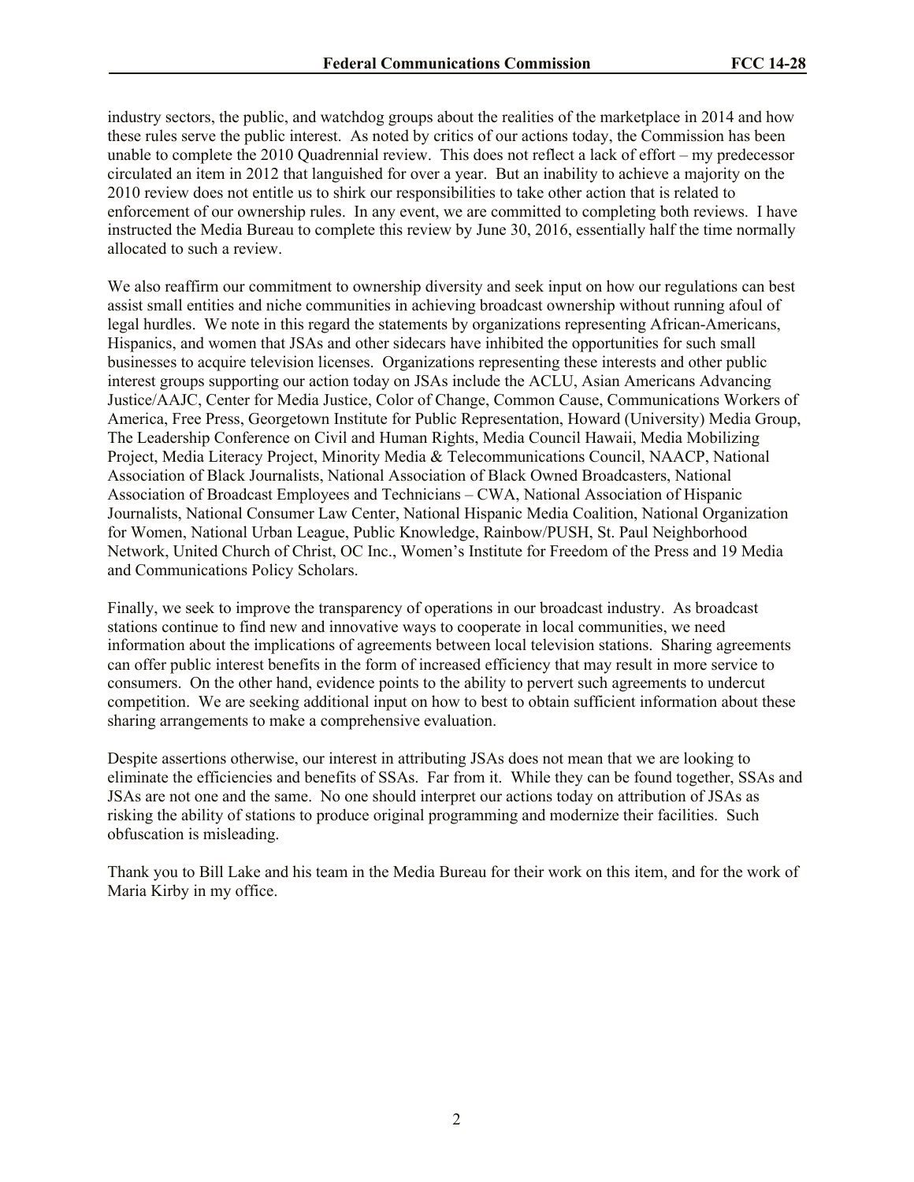industry sectors, the public, and watchdog groups about the realities of the marketplace in 2014 and how these rules serve the public interest. As noted by critics of our actions today, the Commission has been unable to complete the 2010 Quadrennial review. This does not reflect a lack of effort – my predecessor circulated an item in 2012 that languished for over a year. But an inability to achieve a majority on the 2010 review does not entitle us to shirk our responsibilities to take other action that is related to enforcement of our ownership rules. In any event, we are committed to completing both reviews. I have instructed the Media Bureau to complete this review by June 30, 2016, essentially half the time normally allocated to such a review.

We also reaffirm our commitment to ownership diversity and seek input on how our regulations can best assist small entities and niche communities in achieving broadcast ownership without running afoul of legal hurdles. We note in this regard the statements by organizations representing African-Americans, Hispanics, and women that JSAs and other sidecars have inhibited the opportunities for such small businesses to acquire television licenses. Organizations representing these interests and other public interest groups supporting our action today on JSAs include the ACLU, Asian Americans Advancing Justice/AAJC, Center for Media Justice, Color of Change, Common Cause, Communications Workers of America, Free Press, Georgetown Institute for Public Representation, Howard (University) Media Group, The Leadership Conference on Civil and Human Rights, Media Council Hawaii, Media Mobilizing Project, Media Literacy Project, Minority Media & Telecommunications Council, NAACP, National Association of Black Journalists, National Association of Black Owned Broadcasters, National Association of Broadcast Employees and Technicians – CWA, National Association of Hispanic Journalists, National Consumer Law Center, National Hispanic Media Coalition, National Organization for Women, National Urban League, Public Knowledge, Rainbow/PUSH, St. Paul Neighborhood Network, United Church of Christ, OC Inc., Women's Institute for Freedom of the Press and 19 Media and Communications Policy Scholars.

Finally, we seek to improve the transparency of operations in our broadcast industry. As broadcast stations continue to find new and innovative ways to cooperate in local communities, we need information about the implications of agreements between local television stations. Sharing agreements can offer public interest benefits in the form of increased efficiency that may result in more service to consumers. On the other hand, evidence points to the ability to pervert such agreements to undercut competition. We are seeking additional input on how to best to obtain sufficient information about these sharing arrangements to make a comprehensive evaluation.

Despite assertions otherwise, our interest in attributing JSAs does not mean that we are looking to eliminate the efficiencies and benefits of SSAs. Far from it. While they can be found together, SSAs and JSAs are not one and the same. No one should interpret our actions today on attribution of JSAs as risking the ability of stations to produce original programming and modernize their facilities. Such obfuscation is misleading.

Thank you to Bill Lake and his team in the Media Bureau for their work on this item, and for the work of Maria Kirby in my office.